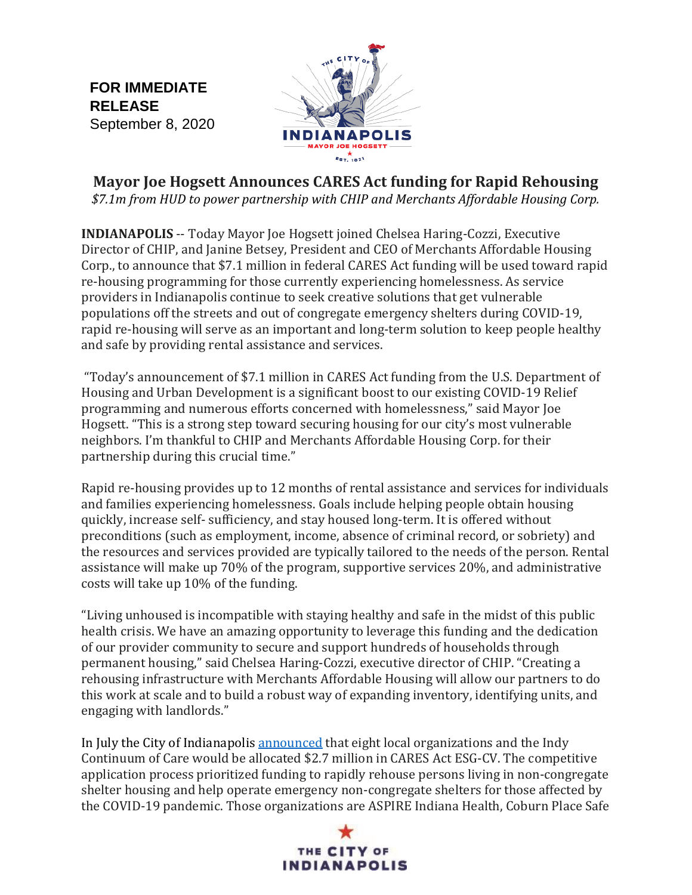**FOR IMMEDIATE RELEASE**
September 8, 2020

# Mayor Joe Hogsett Announces CARES Act funding for Rapid Rehousing

*$7.1m from HUD to power partnership with CHIP and Merchants Affordable Housing Corp.*

**INDIANAPOLIS** -- Today Mayor Joe Hogsett joined Chelsea Haring-Cozzi, Executive Director of CHIP, and Janine Betsey, President and CEO of Merchants Affordable Housing Corp., to announce that $7.1 million in federal CARES Act funding will be used toward rapid re-housing programming for those currently experiencing homelessness. As service providers in Indianapolis continue to seek creative solutions that get vulnerable populations off the streets and out of congregate emergency shelters during COVID-19, rapid re-housing will serve as an important and long-term solution to keep people healthy and safe by providing rental assistance and services.

"Today's announcement of $7.1 million in CARES Act funding from the U.S. Department of Housing and Urban Development is a significant boost to our existing COVID-19 Relief programming and numerous efforts concerned with homelessness," said Mayor Joe Hogsett. "This is a strong step toward securing housing for our city's most vulnerable neighbors. I'm thankful to CHIP and Merchants Affordable Housing Corp. for their partnership during this crucial time."

Rapid re-housing provides up to 12 months of rental assistance and services for individuals and families experiencing homelessness. Goals include helping people obtain housing quickly, increase self- sufficiency, and stay housed long-term. It is offered without preconditions (such as employment, income, absence of criminal record, or sobriety) and the resources and services provided are typically tailored to the needs of the person. Rental assistance will make up 70% of the program, supportive services 20%, and administrative costs will take up 10% of the funding.

"Living unhoused is incompatible with staying healthy and safe in the midst of this public health crisis. We have an amazing opportunity to leverage this funding and the dedication of our provider community to secure and support hundreds of households through permanent housing," said Chelsea Haring-Cozzi, executive director of CHIP. "Creating a rehousing infrastructure with Merchants Affordable Housing will allow our partners to do this work at scale and to build a robust way of expanding inventory, identifying units, and engaging with landlords."

In July the City of Indianapolis announced that eight local organizations and the Indy Continuum of Care would be allocated $2.7 million in CARES Act ESG-CV. The competitive application process prioritized funding to rapidly rehouse persons living in non-congregate shelter housing and help operate emergency non-congregate shelters for those affected by the COVID-19 pandemic. Those organizations are ASPIRE Indiana Health, Coburn Place Safe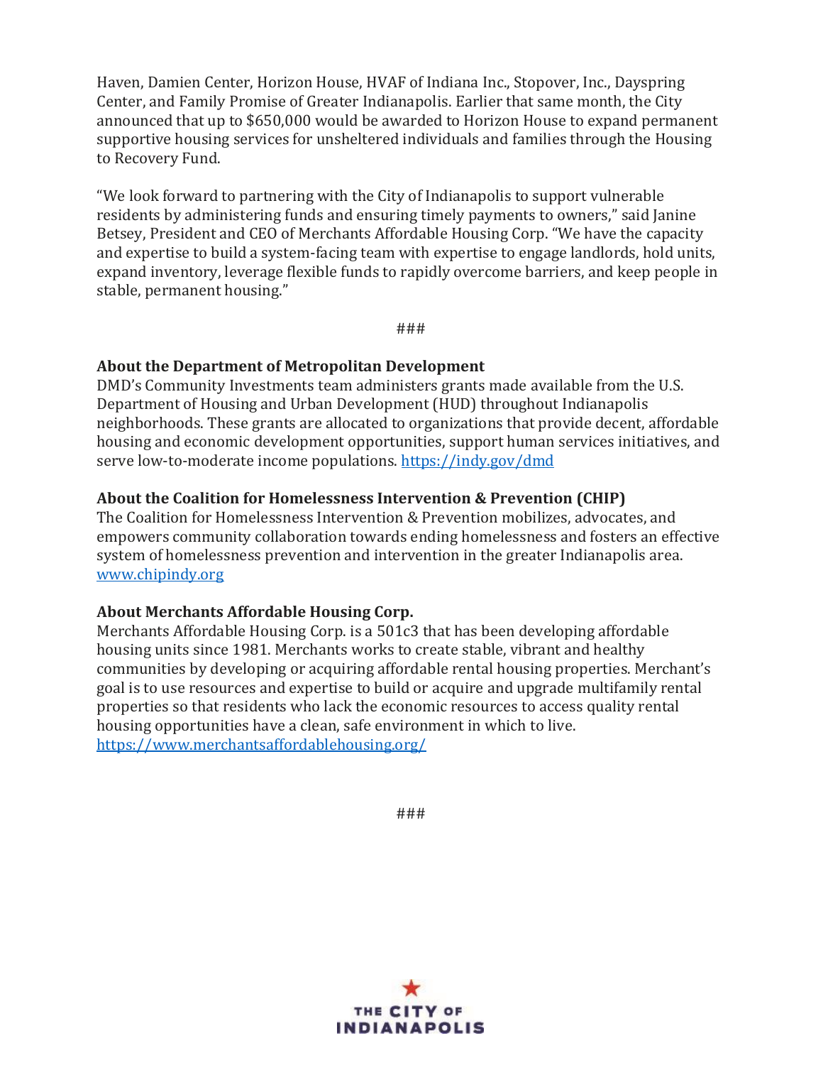Haven, Damien Center, Horizon House, HVAF of Indiana Inc., Stopover, Inc., Dayspring Center, and Family Promise of Greater Indianapolis. Earlier that same month, the City announced that up to $650,000 would be awarded to Horizon House to expand permanent supportive housing services for unsheltered individuals and families through the Housing to Recovery Fund.

"We look forward to partnering with the City of Indianapolis to support vulnerable residents by administering funds and ensuring timely payments to owners," said Janine Betsey, President and CEO of Merchants Affordable Housing Corp. "We have the capacity and expertise to build a system-facing team with expertise to engage landlords, hold units, expand inventory, leverage flexible funds to rapidly overcome barriers, and keep people in stable, permanent housing."

###

**About the Department of Metropolitan Development**
DMD's Community Investments team administers grants made available from the U.S. Department of Housing and Urban Development (HUD) throughout Indianapolis neighborhoods. These grants are allocated to organizations that provide decent, affordable housing and economic development opportunities, support human services initiatives, and serve low-to-moderate income populations. https://indy.gov/dmd

**About the Coalition for Homelessness Intervention & Prevention (CHIP)**
The Coalition for Homelessness Intervention & Prevention mobilizes, advocates, and empowers community collaboration towards ending homelessness and fosters an effective system of homelessness prevention and intervention in the greater Indianapolis area. www.chipindy.org

**About Merchants Affordable Housing Corp.**
Merchants Affordable Housing Corp. is a 501c3 that has been developing affordable housing units since 1981. Merchants works to create stable, vibrant and healthy communities by developing or acquiring affordable rental housing properties. Merchant's goal is to use resources and expertise to build or acquire and upgrade multifamily rental properties so that residents who lack the economic resources to access quality rental housing opportunities have a clean, safe environment in which to live. https://www.merchantsaffordablehousing.org/

###

THE CITY OF INDIANAPOLIS